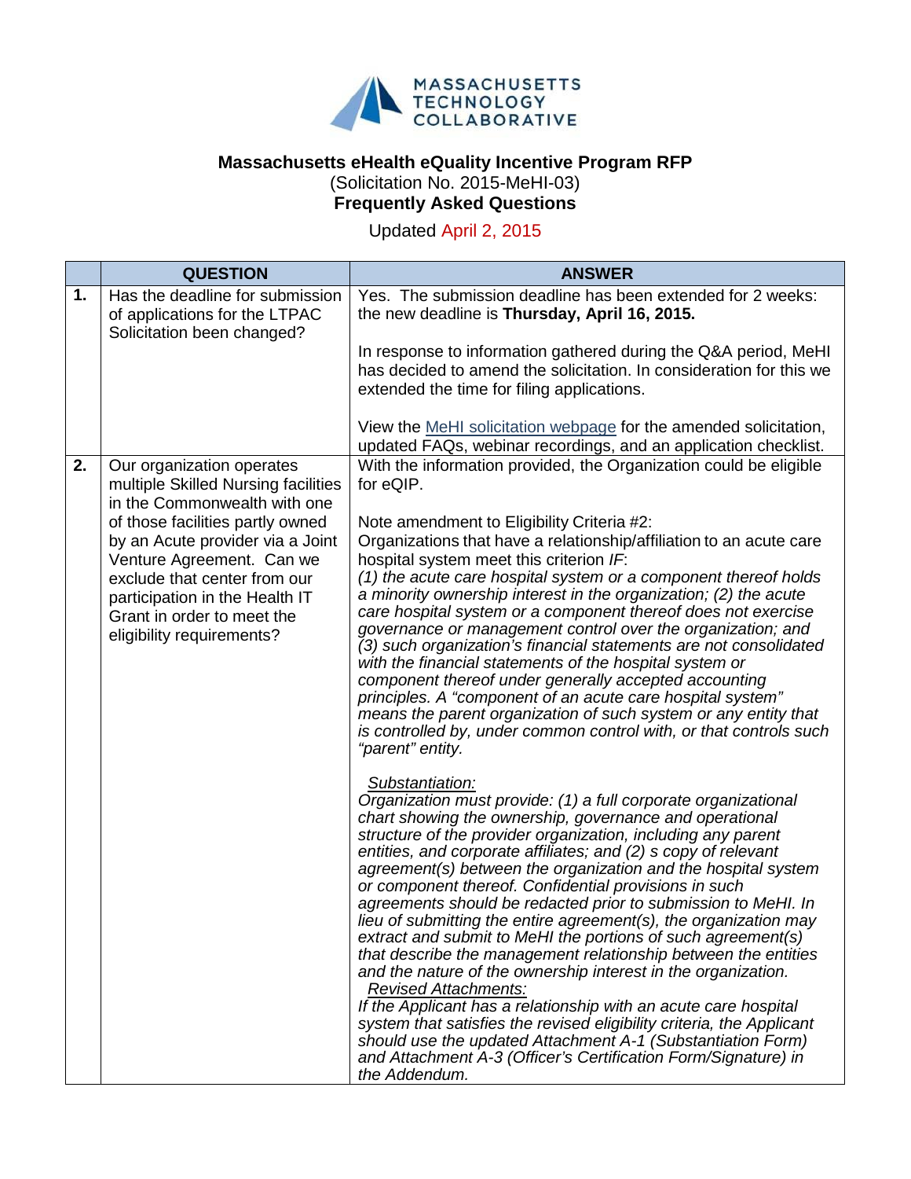MASSACHUSETTS TECHNOLOGY COLLABORATIVE

# Massachusetts eHealth eQuality Incentive Program RFP

(Solicitation No. 2015-MeHI-03)

**Frequently Asked Questions**

Updated April 2, 2015

| | QUESTION | ANSWER |
|---|---|---|
| **1.** | Has the deadline for submission of applications for the LTPAC Solicitation been changed? | Yes. The submission deadline has been extended for 2 weeks: the new deadline is **Thursday, April 16, 2015.**<br><br>In response to information gathered during the Q&A period, MeHI has decided to amend the solicitation. In consideration for this we extended the time for filing applications.<br><br>View the MeHI solicitation webpage for the amended solicitation, updated FAQs, webinar recordings, and an application checklist. |
| **2.** | Our organization operates multiple Skilled Nursing facilities in the Commonwealth with one of those facilities partly owned by an Acute provider via a Joint Venture Agreement. Can we exclude that center from our participation in the Health IT Grant in order to meet the eligibility requirements? | With the information provided, the Organization could be eligible for eQIP.<br><br>Note amendment to Eligibility Criteria #2:<br>Organizations that have a relationship/affiliation to an acute care hospital system meet this criterion *IF*:<br>*(1) the acute care hospital system or a component thereof holds a minority ownership interest in the organization; (2) the acute care hospital system or a component thereof does not exercise governance or management control over the organization; and (3) such organization's financial statements are not consolidated with the financial statements of the hospital system or component thereof under generally accepted accounting principles. A "component of an acute care hospital system" means the parent organization of such system or any entity that is controlled by, under common control with, or that controls such "parent" entity.*<br><br>*Substantiation:*<br>*Organization must provide: (1) a full corporate organizational chart showing the ownership, governance and operational structure of the provider organization, including any parent entities, and corporate affiliates; and (2) s copy of relevant agreement(s) between the organization and the hospital system or component thereof. Confidential provisions in such agreements should be redacted prior to submission to MeHI. In lieu of submitting the entire agreement(s), the organization may extract and submit to MeHI the portions of such agreement(s) that describe the management relationship between the entities and the nature of the ownership interest in the organization.*<br>*Revised Attachments:*<br>*If the Applicant has a relationship with an acute care hospital system that satisfies the revised eligibility criteria, the Applicant should use the updated Attachment A-1 (Substantiation Form) and Attachment A-3 (Officer's Certification Form/Signature) in the Addendum.* |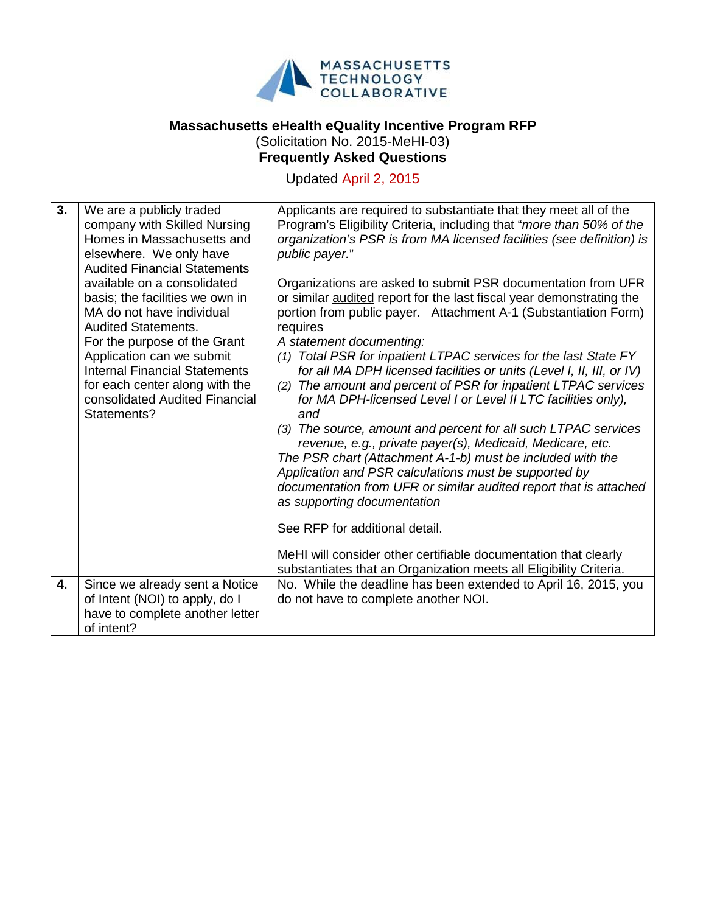**Massachusetts eHealth eQuality Incentive Program RFP**
(Solicitation No. 2015-MeHI-03)
**Frequently Asked Questions**

Updated April 2, 2015

| | | |
|---|---|---|
| **3.** | We are a publicly traded company with Skilled Nursing Homes in Massachusetts and elsewhere. We only have Audited Financial Statements available on a consolidated basis; the facilities we own in MA do not have individual Audited Statements.<br>For the purpose of the Grant Application can we submit Internal Financial Statements for each center along with the consolidated Audited Financial Statements? | Applicants are required to substantiate that they meet all of the Program's Eligibility Criteria, including that "*more than 50% of the organization's PSR is from MA licensed facilities (see definition) is public payer.*"<br><br>Organizations are asked to submit PSR documentation from UFR or similar audited report for the last fiscal year demonstrating the portion from public payer. Attachment A-1 (Substantiation Form) requires<br>*A statement documenting:*<br>*(1) Total PSR for inpatient LTPAC services for the last State FY for all MA DPH licensed facilities or units (Level I, II, III, or IV)*<br>*(2) The amount and percent of PSR for inpatient LTPAC services for MA DPH-licensed Level I or Level II LTC facilities only), and*<br>*(3) The source, amount and percent for all such LTPAC services revenue, e.g., private payer(s), Medicaid, Medicare, etc.*<br>*The PSR chart (Attachment A-1-b) must be included with the Application and PSR calculations must be supported by documentation from UFR or similar audited report that is attached as supporting documentation*<br><br>See RFP for additional detail.<br><br>MeHI will consider other certifiable documentation that clearly substantiates that an Organization meets all Eligibility Criteria. |
| **4.** | Since we already sent a Notice of Intent (NOI) to apply, do I have to complete another letter of intent? | No. While the deadline has been extended to April 16, 2015, you do not have to complete another NOI. |